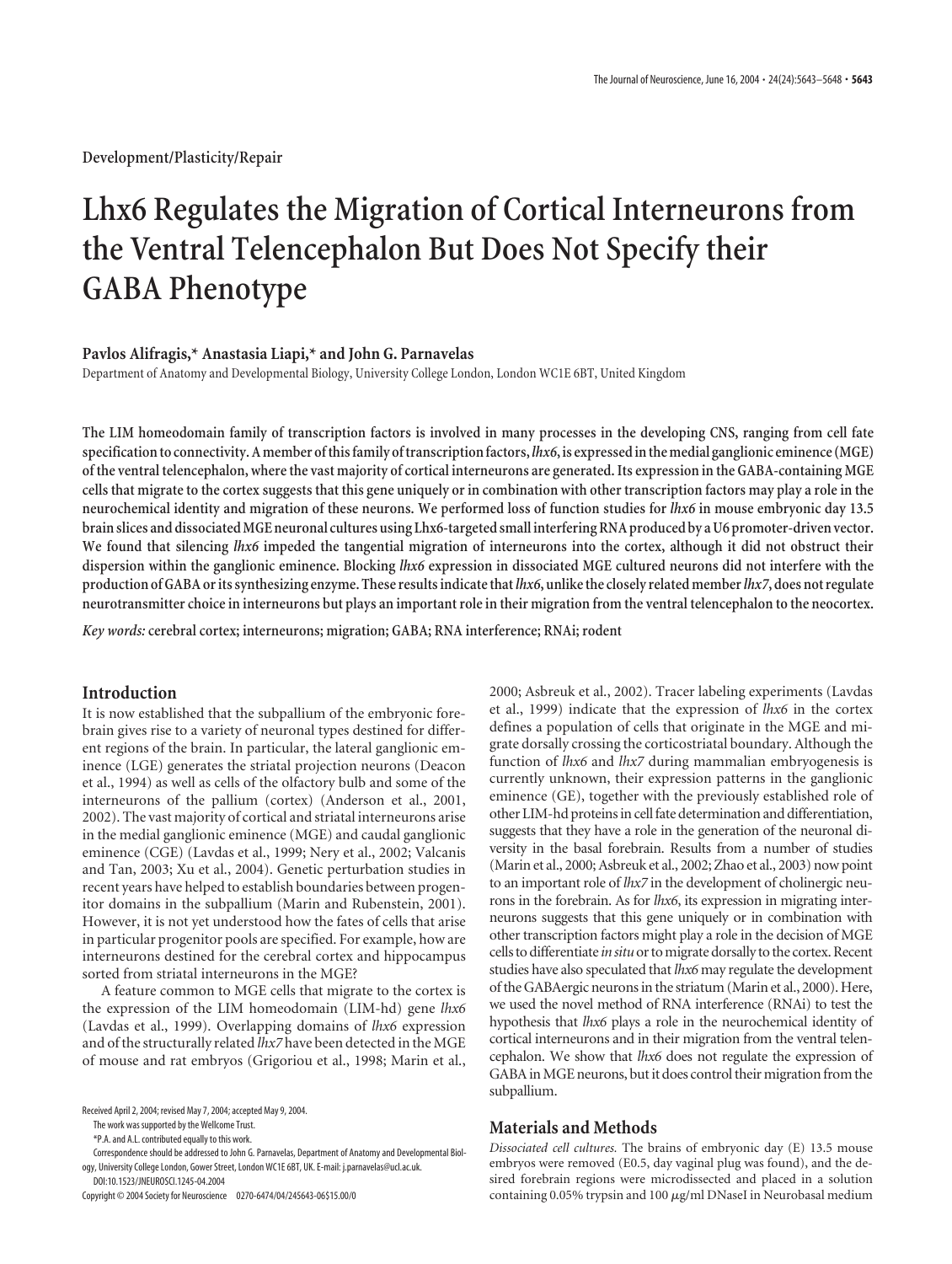Development/Plasticity/Repair

# Lhx6 Regulates the Migration of Cortical Interneurons from the Ventral Telencephalon But Does Not Specify their GABA Phenotype

**Pavlos Alifragis,* Anastasia Liapi,* and John G. Parnavelas**

Department of Anatomy and Developmental Biology, University College London, London WC1E 6BT, United Kingdom

**The LIM homeodomain family of transcription factors is involved in many processes in the developing CNS, ranging from cell fate specification to connectivity. A member of this family of transcription factors, *lhx6*, is expressed in the medial ganglionic eminence (MGE) of the ventral telencephalon, where the vast majority of cortical interneurons are generated. Its expression in the GABA-containing MGE cells that migrate to the cortex suggests that this gene uniquely or in combination with other transcription factors may play a role in the neurochemical identity and migration of these neurons. We performed loss of function studies for *lhx6* in mouse embryonic day 13.5 brain slices and dissociated MGE neuronal cultures using Lhx6-targeted small interfering RNA produced by a U6 promoter-driven vector. We found that silencing *lhx6* impeded the tangential migration of interneurons into the cortex, although it did not obstruct their dispersion within the ganglionic eminence. Blocking *lhx6* expression in dissociated MGE cultured neurons did not interfere with the production of GABA or its synthesizing enzyme. These results indicate that *lhx6*, unlike the closely related member *lhx7*, does not regulate neurotransmitter choice in interneurons but plays an important role in their migration from the ventral telencephalon to the neocortex.**

*Key words:* **cerebral cortex; interneurons; migration; GABA; RNA interference; RNAi; rodent**

## Introduction

It is now established that the subpallium of the embryonic forebrain gives rise to a variety of neuronal types destined for different regions of the brain. In particular, the lateral ganglionic eminence (LGE) generates the striatal projection neurons (Deacon et al., 1994) as well as cells of the olfactory bulb and some of the interneurons of the pallium (cortex) (Anderson et al., 2001, 2002). The vast majority of cortical and striatal interneurons arise in the medial ganglionic eminence (MGE) and caudal ganglionic eminence (CGE) (Lavdas et al., 1999; Nery et al., 2002; Valcanis and Tan, 2003; Xu et al., 2004). Genetic perturbation studies in recent years have helped to establish boundaries between progenitor domains in the subpallium (Marin and Rubenstein, 2001). However, it is not yet understood how the fates of cells that arise in particular progenitor pools are specified. For example, how are interneurons destined for the cerebral cortex and hippocampus sorted from striatal interneurons in the MGE?

A feature common to MGE cells that migrate to the cortex is the expression of the LIM homeodomain (LIM-hd) gene *lhx6* (Lavdas et al., 1999). Overlapping domains of *lhx6* expression and of the structurally related *lhx7* have been detected in the MGE of mouse and rat embryos (Grigoriou et al., 1998; Marin et al., 2000; Asbreuk et al., 2002). Tracer labeling experiments (Lavdas et al., 1999) indicate that the expression of *lhx6* in the cortex defines a population of cells that originate in the MGE and migrate dorsally crossing the corticostriatal boundary. Although the function of *lhx6* and *lhx7* during mammalian embryogenesis is currently unknown, their expression patterns in the ganglionic eminence (GE), together with the previously established role of other LIM-hd proteins in cell fate determination and differentiation, suggests that they have a role in the generation of the neuronal diversity in the basal forebrain. Results from a number of studies (Marin et al., 2000; Asbreuk et al., 2002; Zhao et al., 2003) now point to an important role of *lhx7* in the development of cholinergic neurons in the forebrain. As for *lhx6*, its expression in migrating interneurons suggests that this gene uniquely or in combination with other transcription factors might play a role in the decision of MGE cells to differentiate *in situ* or to migrate dorsally to the cortex. Recent studies have also speculated that *lhx6* may regulate the development of the GABAergic neurons in the striatum (Marin et al., 2000). Here, we used the novel method of RNA interference (RNAi) to test the hypothesis that *lhx6* plays a role in the neurochemical identity of cortical interneurons and in their migration from the ventral telencephalon. We show that *lhx6* does not regulate the expression of GABA in MGE neurons, but it does control their migration from the subpallium.

## Materials and Methods

*Dissociated cell cultures.* The brains of embryonic day (E) 13.5 mouse embryos were removed (E0.5, day vaginal plug was found), and the desired forebrain regions were microdissected and placed in a solution containing 0.05% trypsin and 100 μg/ml DNaseI in Neurobasal medium

Received April 2, 2004; revised May 7, 2004; accepted May 9, 2004.

The work was supported by the Wellcome Trust.

*P.A. and A.L. contributed equally to this work.

Correspondence should be addressed to John G. Parnavelas, Department of Anatomy and Developmental Biology, University College London, Gower Street, London WC1E 6BT, UK. E-mail: j.parnavelas@ucl.ac.uk.

DOI:10.1523/JNEUROSCI.1245-04.2004

Copyright © 2004 Society for Neuroscience 0270-6474/04/245643-06$15.00/0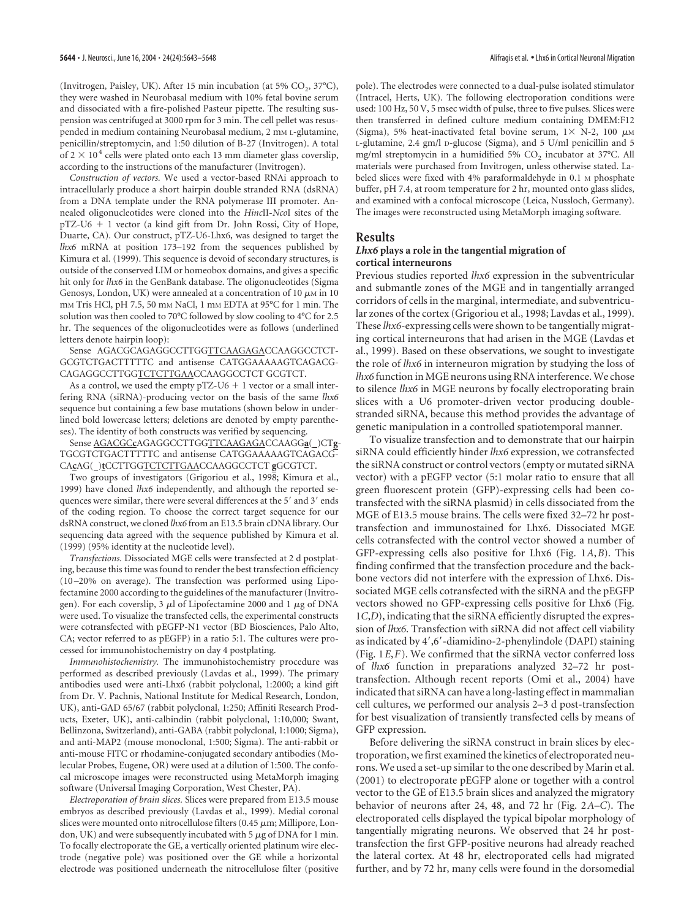(Invitrogen, Paisley, UK). After 15 min incubation (at 5% $CO_2$, 37°C), they were washed in Neurobasal medium with 10% fetal bovine serum and dissociated with a fire-polished Pasteur pipette. The resulting suspension was centrifuged at 3000 rpm for 3 min. The cell pellet was resuspended in medium containing Neurobasal medium, 2 mM L-glutamine, penicillin/streptomycin, and 1:50 dilution of B-27 (Invitrogen). A total of $2 \times 10^4$ cells were plated onto each 13 mm diameter glass coverslip, according to the instructions of the manufacturer (Invitrogen).

*Construction of vectors.* We used a vector-based RNAi approach to intracellularly produce a short hairpin double stranded RNA (dsRNA) from a DNA template under the RNA polymerase III promoter. Annealed oligonucleotides were cloned into the *Hinc*II-*Nco*I sites of the pTZ-U6 + 1 vector (a kind gift from Dr. John Rossi, City of Hope, Duarte, CA). Our construct, pTZ-U6-Lhx6, was designed to target the *lhx6* mRNA at position 173–192 from the sequences published by Kimura et al. (1999). This sequence is devoid of secondary structures, is outside of the conserved LIM or homeobox domains, and gives a specific hit only for *lhx6* in the GenBank database. The oligonucleotides (Sigma Genosys, London, UK) were annealed at a concentration of 10 μM in 10 mM Tris HCl, pH 7.5, 50 mM NaCl, 1 mM EDTA at 95°C for 1 min. The solution was then cooled to 70°C followed by slow cooling to 4°C for 2.5 hr. The sequences of the oligonucleotides were as follows (underlined letters denote hairpin loop):

Sense AGACGCAGAGGCCTTGG<u>TTCAAGAGA</u>CCAAGGCCTCTGCGTCTGACTTTTTC and antisense CATGGAAAAAGTCAGACGCAGAGGCCTTGG<u>TCTCTTGAA</u>CCAAGGCCTCT GCGTCT.

As a control, we used the empty pTZ-U6 + 1 vector or a small interfering RNA (siRNA)-producing vector on the basis of the same *lhx6* sequence but containing a few base mutations (shown below in underlined bold lowercase letters; deletions are denoted by empty parentheses). The identity of both constructs was verified by sequencing.

Sense <u>AGACGC**c**</u>AGAGGCCTTGG<u>TTCAAGAGA</u>CCAAGG**<u>a</u>**(<u> </u>)CT**<u>g</u>**TGCGTCTGACTTTTTC and antisense CATGGAAAAAGTCAGACGCA**<u>c</u>**AG(<u> </u>)**<u>t</u>**CCTTGG<u>TCTCTTGAA</u>CCAAGGCCTCT **<u>g</u>**GCGTCT.

Two groups of investigators (Grigoriou et al., 1998; Kimura et al., 1999) have cloned *lhx6* independently, and although the reported sequences were similar, there were several differences at the 5′ and 3′ ends of the coding region. To choose the correct target sequence for our dsRNA construct, we cloned *lhx6* from an E13.5 brain cDNA library. Our sequencing data agreed with the sequence published by Kimura et al. (1999) (95% identity at the nucleotide level).

*Transfections.* Dissociated MGE cells were transfected at 2 d postplating, because this time was found to render the best transfection efficiency (10–20% on average). The transfection was performed using Lipofectamine 2000 according to the guidelines of the manufacturer (Invitrogen). For each coverslip, 3 μl of Lipofectamine 2000 and 1 μg of DNA were used. To visualize the transfected cells, the experimental constructs were cotransfected with pEGFP-N1 vector (BD Biosciences, Palo Alto, CA; vector referred to as pEGFP) in a ratio 5:1. The cultures were processed for immunohistochemistry on day 4 postplating.

*Immunohistochemistry.* The immunohistochemistry procedure was performed as described previously (Lavdas et al., 1999). The primary antibodies used were anti-Lhx6 (rabbit polyclonal, 1:2000; a kind gift from Dr. V. Pachnis, National Institute for Medical Research, London, UK), anti-GAD 65/67 (rabbit polyclonal, 1:250; Affiniti Research Products, Exeter, UK), anti-calbindin (rabbit polyclonal, 1:10,000; Swant, Bellinzona, Switzerland), anti-GABA (rabbit polyclonal, 1:1000; Sigma), and anti-MAP2 (mouse monoclonal, 1:500; Sigma). The anti-rabbit or anti-mouse FITC or rhodamine-conjugated secondary antibodies (Molecular Probes, Eugene, OR) were used at a dilution of 1:500. The confocal microscope images were reconstructed using MetaMorph imaging software (Universal Imaging Corporation, West Chester, PA).

*Electroporation of brain slices.* Slices were prepared from E13.5 mouse embryos as described previously (Lavdas et al., 1999). Medial coronal slices were mounted onto nitrocellulose filters (0.45 μm; Millipore, London, UK) and were subsequently incubated with 5 μg of DNA for 1 min. To focally electroporate the GE, a vertically oriented platinum wire electrode (negative pole) was positioned over the GE while a horizontal electrode was positioned underneath the nitrocellulose filter (positive pole). The electrodes were connected to a dual-pulse isolated stimulator (Intracel, Herts, UK). The following electroporation conditions were used: 100 Hz, 50 V, 5 msec width of pulse, three to five pulses. Slices were then transferred in defined culture medium containing DMEM:F12 (Sigma), 5% heat-inactivated fetal bovine serum, 1× N-2, 100 μM L-glutamine, 2.4 gm/l D-glucose (Sigma), and 5 U/ml penicillin and 5 mg/ml streptomycin in a humidified 5% $CO_2$ incubator at 37°C. All materials were purchased from Invitrogen, unless otherwise stated. Labeled slices were fixed with 4% paraformaldehyde in 0.1 M phosphate buffer, pH 7.4, at room temperature for 2 hr, mounted onto glass slides, and examined with a confocal microscope (Leica, Nussloch, Germany). The images were reconstructed using MetaMorph imaging software.

## Results

### *Lhx6* plays a role in the tangential migration of cortical interneurons

Previous studies reported *lhx6* expression in the subventricular and submantle zones of the MGE and in tangentially arranged corridors of cells in the marginal, intermediate, and subventricular zones of the cortex (Grigoriou et al., 1998; Lavdas et al., 1999). These *lhx6*-expressing cells were shown to be tangentially migrating cortical interneurons that had arisen in the MGE (Lavdas et al., 1999). Based on these observations, we sought to investigate the role of *lhx6* in interneuron migration by studying the loss of *lhx6* function in MGE neurons using RNA interference. We chose to silence *lhx6* in MGE neurons by focally electroporating brain slices with a U6 promoter-driven vector producing double-stranded siRNA, because this method provides the advantage of genetic manipulation in a controlled spatiotemporal manner.

To visualize transfection and to demonstrate that our hairpin siRNA could efficiently hinder *lhx6* expression, we cotransfected the siRNA construct or control vectors (empty or mutated siRNA vector) with a pEGFP vector (5:1 molar ratio to ensure that all green fluorescent protein (GFP)-expressing cells had been cotransfected with the siRNA plasmid) in cells dissociated from the MGE of E13.5 mouse brains. The cells were fixed 32–72 hr post-transfection and immunostained for Lhx6. Dissociated MGE cells cotransfected with the control vector showed a number of GFP-expressing cells also positive for Lhx6 (Fig. 1*A*,*B*). This finding confirmed that the transfection procedure and the backbone vectors did not interfere with the expression of Lhx6. Dissociated MGE cells cotransfected with the siRNA and the pEGFP vectors showed no GFP-expressing cells positive for Lhx6 (Fig. 1*C*,*D*), indicating that the siRNA efficiently disrupted the expression of *lhx6*. Transfection with siRNA did not affect cell viability as indicated by 4′,6′-diamidino-2-phenylindole (DAPI) staining (Fig. 1*E*,*F*). We confirmed that the siRNA vector conferred loss of *lhx6* function in preparations analyzed 32–72 hr post-transfection. Although recent reports (Omi et al., 2004) have indicated that siRNA can have a long-lasting effect in mammalian cell cultures, we performed our analysis 2–3 d post-transfection for best visualization of transiently transfected cells by means of GFP expression.

Before delivering the siRNA construct in brain slices by electroporation, we first examined the kinetics of electroporated neurons. We used a set-up similar to the one described by Marin et al. (2001) to electroporate pEGFP alone or together with a control vector to the GE of E13.5 brain slices and analyzed the migratory behavior of neurons after 24, 48, and 72 hr (Fig. 2*A*–*C*). The electroporated cells displayed the typical bipolar morphology of tangentially migrating neurons. We observed that 24 hr post-transfection the first GFP-positive neurons had already reached the lateral cortex. At 48 hr, electroporated cells had migrated further, and by 72 hr, many cells were found in the dorsomedial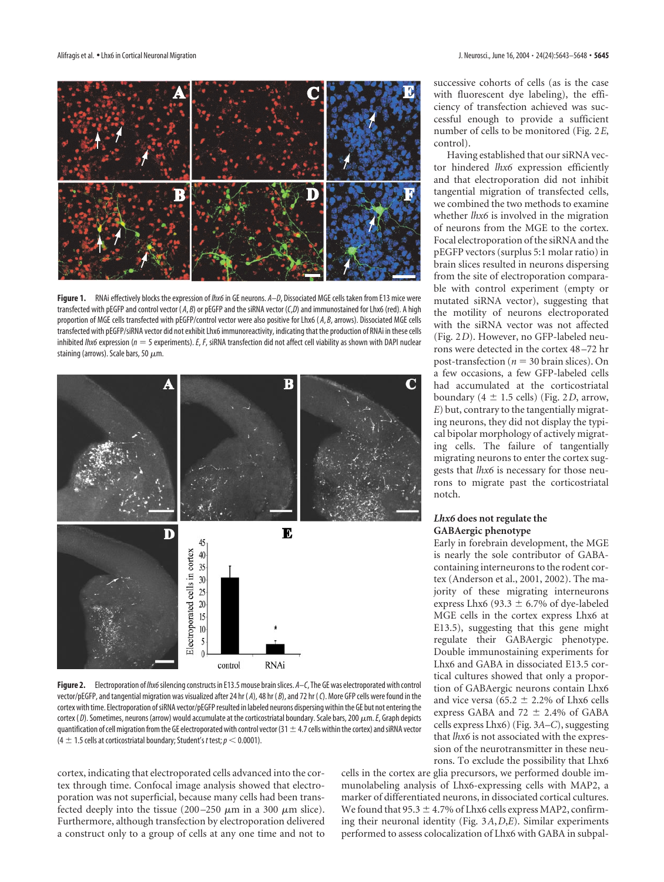**Figure 1.** RNAi effectively blocks the expression of *lhx6* in GE neurons. *A–D*, Dissociated MGE cells taken from E13 mice were transfected with pEGFP and control vector (*A*,*B*) or pEGFP and the siRNA vector (*C*,*D*) and immunostained for Lhx6 (red). A high proportion of MGE cells transfected with pEGFP/control vector were also positive for Lhx6 (*A*, *B*, arrows). Dissociated MGE cells transfected with pEGFP/siRNA vector did not exhibit Lhx6 immunoreactivity, indicating that the production of RNAi in these cells inhibited *lhx6* expression (*n* = 5 experiments). *E*, *F*, siRNA transfection did not affect cell viability as shown with DAPI nuclear staining (arrows). Scale bars, 50 μm.

**Figure 2.** Electroporation of *lhx6* silencing constructs in E13.5 mouse brain slices. *A–C*, The GE was electroporated with control vector/pEGFP, and tangential migration was visualized after 24 hr (*A*), 48 hr (*B*), and 72 hr (*C*). More GFP cells were found in the cortex with time. Electroporation of siRNA vector/pEGFP resulted in labeled neurons dispersing within the GE but not entering the cortex (*D*). Sometimes, neurons (arrow) would accumulate at the corticostriatal boundary. Scale bars, 200 μm. *E*, Graph depicts quantification of cell migration from the GE electroporated with control vector (31 ± 4.7 cells within the cortex) and siRNA vector (4 ± 1.5 cells at corticostriatal boundary; Student's *t* test; $p < 0.0001$).

cortex, indicating that electroporated cells advanced into the cortex through time. Confocal image analysis showed that electroporation was not superficial, because many cells had been transfected deeply into the tissue (200–250 μm in a 300 μm slice). Furthermore, although transfection by electroporation delivered a construct only to a group of cells at any one time and not to successive cohorts of cells (as is the case with fluorescent dye labeling), the efficiency of transfection achieved was successful enough to provide a sufficient number of cells to be monitored (Fig. 2*E*, control).

Having established that our siRNA vector hindered *lhx6* expression efficiently and that electroporation did not inhibit tangential migration of transfected cells, we combined the two methods to examine whether *lhx6* is involved in the migration of neurons from the MGE to the cortex. Focal electroporation of the siRNA and the pEGFP vectors (surplus 5:1 molar ratio) in brain slices resulted in neurons dispersing from the site of electroporation comparable with control experiment (empty or mutated siRNA vector), suggesting that the motility of neurons electroporated with the siRNA vector was not affected (Fig. 2*D*). However, no GFP-labeled neurons were detected in the cortex 48–72 hr post-transfection (*n* = 30 brain slices). On a few occasions, a few GFP-labeled cells had accumulated at the corticostriatal boundary (4 ± 1.5 cells) (Fig. 2*D*, arrow, *E*) but, contrary to the tangentially migrating neurons, they did not display the typical bipolar morphology of actively migrating cells. The failure of tangentially migrating neurons to enter the cortex suggests that *lhx6* is necessary for those neurons to migrate past the corticostriatal notch.

### *Lhx6* does not regulate the GABAergic phenotype

Early in forebrain development, the MGE is nearly the sole contributor of GABA-containing interneurons to the rodent cortex (Anderson et al., 2001, 2002). The majority of these migrating interneurons express Lhx6 (93.3 ± 6.7% of dye-labeled MGE cells in the cortex express Lhx6 at E13.5), suggesting that this gene might regulate their GABAergic phenotype. Double immunostaining experiments for Lhx6 and GABA in dissociated E13.5 cortical cultures showed that only a proportion of GABAergic neurons contain Lhx6 and vice versa (65.2 ± 2.2% of Lhx6 cells express GABA and 72 ± 2.4% of GABA cells express Lhx6) (Fig. 3*A–C*), suggesting that *lhx6* is not associated with the expression of the neurotransmitter in these neurons. To exclude the possibility that Lhx6 cells in the cortex are glia precursors, we performed double immunolabeling analysis of Lhx6-expressing cells with MAP2, a marker of differentiated neurons, in dissociated cortical cultures. We found that 95.3 ± 4.7% of Lhx6 cells express MAP2, confirming their neuronal identity (Fig. 3*A*, *D*, *E*). Similar experiments performed to assess colocalization of Lhx6 with GABA in subpal-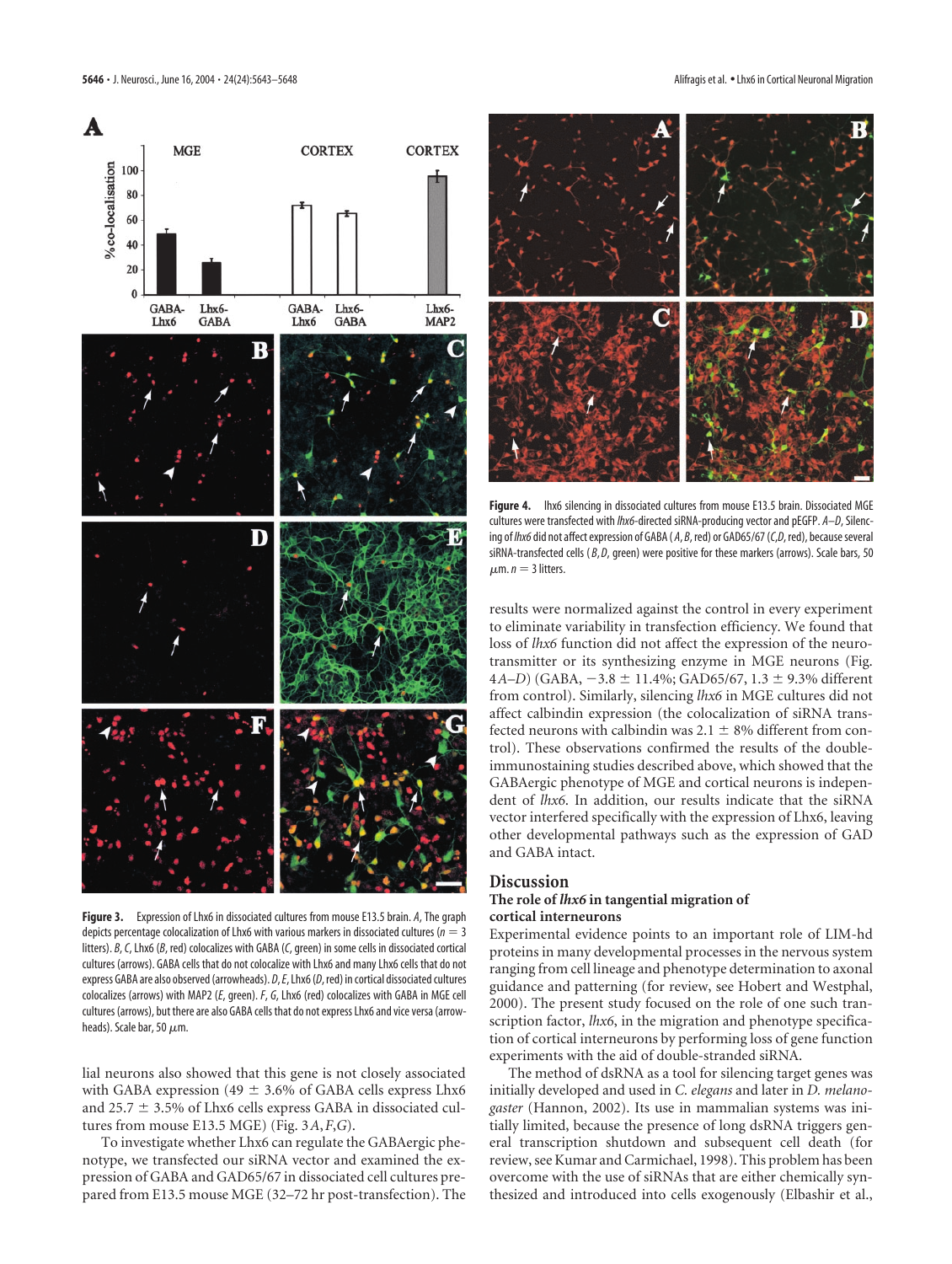**Figure 3.** Expression of Lhx6 in dissociated cultures from mouse E13.5 brain. *A*, The graph depicts percentage colocalization of Lhx6 with various markers in dissociated cultures ($n = 3$ litters). *B*, *C*, Lhx6 (*B*, red) colocalizes with GABA (*C*, green) in some cells in dissociated cortical cultures (arrows). GABA cells that do not colocalize with Lhx6 and many Lhx6 cells that do not express GABA are also observed (arrowheads). *D*, *E*, Lhx6 (*D*, red) in cortical dissociated cultures colocalizes (arrows) with MAP2 (*E*, green). *F*, *G*, Lhx6 (red) colocalizes with GABA in MGE cell cultures (arrows), but there are also GABA cells that do not express Lhx6 and vice versa (arrowheads). Scale bar, 50 μm.

lial neurons also showed that this gene is not closely associated with GABA expression (49 ± 3.6% of GABA cells express Lhx6 and 25.7 ± 3.5% of Lhx6 cells express GABA in dissociated cultures from mouse E13.5 MGE) (Fig. 3*A*,*F*,*G*).

To investigate whether Lhx6 can regulate the GABAergic phenotype, we transfected our siRNA vector and examined the expression of GABA and GAD65/67 in dissociated cell cultures prepared from E13.5 mouse MGE (32–72 hr post-transfection). The results were normalized against the control in every experiment to eliminate variability in transfection efficiency. We found that loss of *lhx6* function did not affect the expression of the neurotransmitter or its synthesizing enzyme in MGE neurons (Fig. 4*A–D*) (GABA, −3.8 ± 11.4%; GAD65/67, 1.3 ± 9.3% different from control). Similarly, silencing *lhx6* in MGE cultures did not affect calbindin expression (the colocalization of siRNA transfected neurons with calbindin was 2.1 ± 8% different from control). These observations confirmed the results of the double-immunostaining studies described above, which showed that the GABAergic phenotype of MGE and cortical neurons is independent of *lhx6*. In addition, our results indicate that the siRNA vector interfered specifically with the expression of Lhx6, leaving other developmental pathways such as the expression of GAD and GABA intact.

**Figure 4.** lhx6 silencing in dissociated cultures from mouse E13.5 brain. Dissociated MGE cultures were transfected with *lhx6*-directed siRNA-producing vector and pEGFP. *A–D*, Silencing of *lhx6* did not affect expression of GABA (*A*, *B*, red) or GAD65/67 (*C*, *D*, red), because several siRNA-transfected cells (*B*, *D*, green) were positive for these markers (arrows). Scale bars, 50 μm. $n = 3$ litters.

## Discussion

### The role of *lhx6* in tangential migration of cortical interneurons

Experimental evidence points to an important role of LIM-hd proteins in many developmental processes in the nervous system ranging from cell lineage and phenotype determination to axonal guidance and patterning (for review, see Hobert and Westphal, 2000). The present study focused on the role of one such transcription factor, *lhx6*, in the migration and phenotype specification of cortical interneurons by performing loss of gene function experiments with the aid of double-stranded siRNA.

The method of dsRNA as a tool for silencing target genes was initially developed and used in *C. elegans* and later in *D. melanogaster* (Hannon, 2002). Its use in mammalian systems was initially limited, because the presence of long dsRNA triggers general transcription shutdown and subsequent cell death (for review, see Kumar and Carmichael, 1998). This problem has been overcome with the use of siRNAs that are either chemically synthesized and introduced into cells exogenously (Elbashir et al.,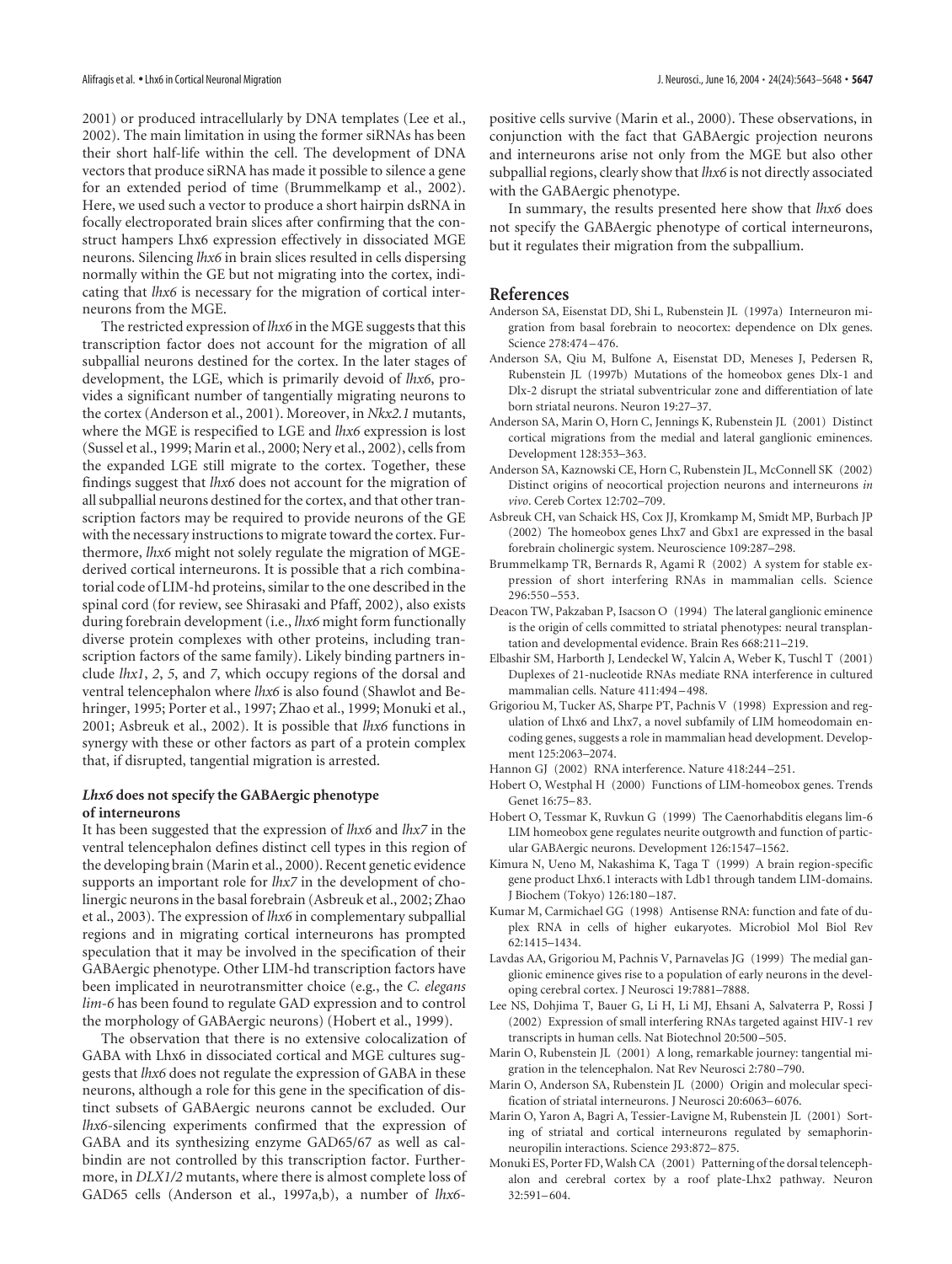2001) or produced intracellularly by DNA templates (Lee et al., 2002). The main limitation in using the former siRNAs has been their short half-life within the cell. The development of DNA vectors that produce siRNA has made it possible to silence a gene for an extended period of time (Brummelkamp et al., 2002). Here, we used such a vector to produce a short hairpin dsRNA in focally electroporated brain slices after confirming that the construct hampers Lhx6 expression effectively in dissociated MGE neurons. Silencing *lhx6* in brain slices resulted in cells dispersing normally within the GE but not migrating into the cortex, indicating that *lhx6* is necessary for the migration of cortical interneurons from the MGE.

The restricted expression of *lhx6* in the MGE suggests that this transcription factor does not account for the migration of all subpallial neurons destined for the cortex. In the later stages of development, the LGE, which is primarily devoid of *lhx6*, provides a significant number of tangentially migrating neurons to the cortex (Anderson et al., 2001). Moreover, in *Nkx2.1* mutants, where the MGE is respecified to LGE and *lhx6* expression is lost (Sussel et al., 1999; Marin et al., 2000; Nery et al., 2002), cells from the expanded LGE still migrate to the cortex. Together, these findings suggest that *lhx6* does not account for the migration of all subpallial neurons destined for the cortex, and that other transcription factors may be required to provide neurons of the GE with the necessary instructions to migrate toward the cortex. Furthermore, *lhx6* might not solely regulate the migration of MGE-derived cortical interneurons. It is possible that a rich combinatorial code of LIM-hd proteins, similar to the one described in the spinal cord (for review, see Shirasaki and Pfaff, 2002), also exists during forebrain development (i.e., *lhx6* might form functionally diverse protein complexes with other proteins, including transcription factors of the same family). Likely binding partners include *lhx1*, *2*, *5*, and *7*, which occupy regions of the dorsal and ventral telencephalon where *lhx6* is also found (Shawlot and Behringer, 1995; Porter et al., 1997; Zhao et al., 1999; Monuki et al., 2001; Asbreuk et al., 2002). It is possible that *lhx6* functions in synergy with these or other factors as part of a protein complex that, if disrupted, tangential migration is arrested.

### *Lhx6* does not specify the GABAergic phenotype of interneurons

It has been suggested that the expression of *lhx6* and *lhx7* in the ventral telencephalon defines distinct cell types in this region of the developing brain (Marin et al., 2000). Recent genetic evidence supports an important role for *lhx7* in the development of cholinergic neurons in the basal forebrain (Asbreuk et al., 2002; Zhao et al., 2003). The expression of *lhx6* in complementary subpallial regions and in migrating cortical interneurons has prompted speculation that it may be involved in the specification of their GABAergic phenotype. Other LIM-hd transcription factors have been implicated in neurotransmitter choice (e.g., the *C. elegans lim-6* has been found to regulate GAD expression and to control the morphology of GABAergic neurons) (Hobert et al., 1999).

The observation that there is no extensive colocalization of GABA with Lhx6 in dissociated cortical and MGE cultures suggests that *lhx6* does not regulate the expression of GABA in these neurons, although a role for this gene in the specification of distinct subsets of GABAergic neurons cannot be excluded. Our *lhx6*-silencing experiments confirmed that the expression of GABA and its synthesizing enzyme GAD65/67 as well as calbindin are not controlled by this transcription factor. Furthermore, in *DLX1/2* mutants, where there is almost complete loss of GAD65 cells (Anderson et al., 1997a,b), a number of *lhx6*-positive cells survive (Marin et al., 2000). These observations, in conjunction with the fact that GABAergic projection neurons and interneurons arise not only from the MGE but also other subpallial regions, clearly show that *lhx6* is not directly associated with the GABAergic phenotype.

In summary, the results presented here show that *lhx6* does not specify the GABAergic phenotype of cortical interneurons, but it regulates their migration from the subpallium.

## References

Anderson SA, Eisenstat DD, Shi L, Rubenstein JL (1997a) Interneuron migration from basal forebrain to neocortex: dependence on Dlx genes. Science 278:474–476.

Anderson SA, Qiu M, Bulfone A, Eisenstat DD, Meneses J, Pedersen R, Rubenstein JL (1997b) Mutations of the homeobox genes Dlx-1 and Dlx-2 disrupt the striatal subventricular zone and differentiation of late born striatal neurons. Neuron 19:27–37.

Anderson SA, Marin O, Horn C, Jennings K, Rubenstein JL (2001) Distinct cortical migrations from the medial and lateral ganglionic eminences. Development 128:353–363.

Anderson SA, Kaznowski CE, Horn C, Rubenstein JL, McConnell SK (2002) Distinct origins of neocortical projection neurons and interneurons *in vivo*. Cereb Cortex 12:702–709.

Asbreuk CH, van Schaick HS, Cox JJ, Kromkamp M, Smidt MP, Burbach JP (2002) The homeobox genes Lhx7 and Gbx1 are expressed in the basal forebrain cholinergic system. Neuroscience 109:287–298.

Brummelkamp TR, Bernards R, Agami R (2002) A system for stable expression of short interfering RNAs in mammalian cells. Science 296:550–553.

Deacon TW, Pakzaban P, Isacson O (1994) The lateral ganglionic eminence is the origin of cells committed to striatal phenotypes: neural transplantation and developmental evidence. Brain Res 668:211–219.

Elbashir SM, Harborth J, Lendeckel W, Yalcin A, Weber K, Tuschl T (2001) Duplexes of 21-nucleotide RNAs mediate RNA interference in cultured mammalian cells. Nature 411:494–498.

Grigoriou M, Tucker AS, Sharpe PT, Pachnis V (1998) Expression and regulation of Lhx6 and Lhx7, a novel subfamily of LIM homeodomain encoding genes, suggests a role in mammalian head development. Development 125:2063–2074.

Hannon GJ (2002) RNA interference. Nature 418:244–251.

Hobert O, Westphal H (2000) Functions of LIM-homeobox genes. Trends Genet 16:75–83.

Hobert O, Tessmar K, Ruvkun G (1999) The Caenorhabditis elegans lim-6 LIM homeobox gene regulates neurite outgrowth and function of particular GABAergic neurons. Development 126:1547–1562.

Kimura N, Ueno M, Nakashima K, Taga T (1999) A brain region-specific gene product Lhx6.1 interacts with Ldb1 through tandem LIM-domains. J Biochem (Tokyo) 126:180–187.

Kumar M, Carmichael GG (1998) Antisense RNA: function and fate of duplex RNA in cells of higher eukaryotes. Microbiol Mol Biol Rev 62:1415–1434.

Lavdas AA, Grigoriou M, Pachnis V, Parnavelas JG (1999) The medial ganglionic eminence gives rise to a population of early neurons in the developing cerebral cortex. J Neurosci 19:7881–7888.

Lee NS, Dohjima T, Bauer G, Li H, Li MJ, Ehsani A, Salvaterra P, Rossi J (2002) Expression of small interfering RNAs targeted against HIV-1 rev transcripts in human cells. Nat Biotechnol 20:500–505.

Marin O, Rubenstein JL (2001) A long, remarkable journey: tangential migration in the telencephalon. Nat Rev Neurosci 2:780–790.

Marin O, Anderson SA, Rubenstein JL (2000) Origin and molecular specification of striatal interneurons. J Neurosci 20:6063–6076.

Marin O, Yaron A, Bagri A, Tessier-Lavigne M, Rubenstein JL (2001) Sorting of striatal and cortical interneurons regulated by semaphorin-neuropilin interactions. Science 293:872–875.

Monuki ES, Porter FD, Walsh CA (2001) Patterning of the dorsal telencephalon and cerebral cortex by a roof plate-Lhx2 pathway. Neuron 32:591–604.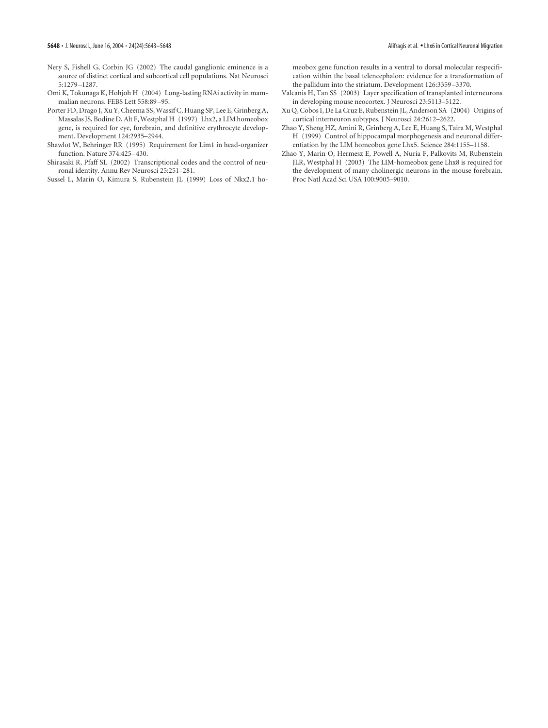Nery S, Fishell G, Corbin JG (2002) The caudal ganglionic eminence is a source of distinct cortical and subcortical cell populations. Nat Neurosci 5:1279–1287.

Omi K, Tokunaga K, Hohjoh H (2004) Long-lasting RNAi activity in mammalian neurons. FEBS Lett 558:89–95.

Porter FD, Drago J, Xu Y, Cheema SS, Wassif C, Huang SP, Lee E, Grinberg A, Massalas JS, Bodine D, Alt F, Westphal H (1997) Lhx2, a LIM homeobox gene, is required for eye, forebrain, and definitive erythrocyte development. Development 124:2935–2944.

Shawlot W, Behringer RR (1995) Requirement for Lim1 in head-organizer function. Nature 374:425–430.

Shirasaki R, Pfaff SL (2002) Transcriptional codes and the control of neuronal identity. Annu Rev Neurosci 25:251–281.

Sussel L, Marin O, Kimura S, Rubenstein JL (1999) Loss of Nkx2.1 homeobox gene function results in a ventral to dorsal molecular respecification within the basal telencephalon: evidence for a transformation of the pallidum into the striatum. Development 126:3359–3370.

Valcanis H, Tan SS (2003) Layer specification of transplanted interneurons in developing mouse neocortex. J Neurosci 23:5113–5122.

Xu Q, Cobos I, De La Cruz E, Rubenstein JL, Anderson SA (2004) Origins of cortical interneuron subtypes. J Neurosci 24:2612–2622.

Zhao Y, Sheng HZ, Amini R, Grinberg A, Lee E, Huang S, Taira M, Westphal H (1999) Control of hippocampal morphogenesis and neuronal differentiation by the LIM homeobox gene Lhx5. Science 284:1155–1158.

Zhao Y, Marin O, Hermesz E, Powell A, Nuria F, Palkovits M, Rubenstein JLR, Westphal H (2003) The LIM-homeobox gene Lhx8 is required for the development of many cholinergic neurons in the mouse forebrain. Proc Natl Acad Sci USA 100:9005–9010.